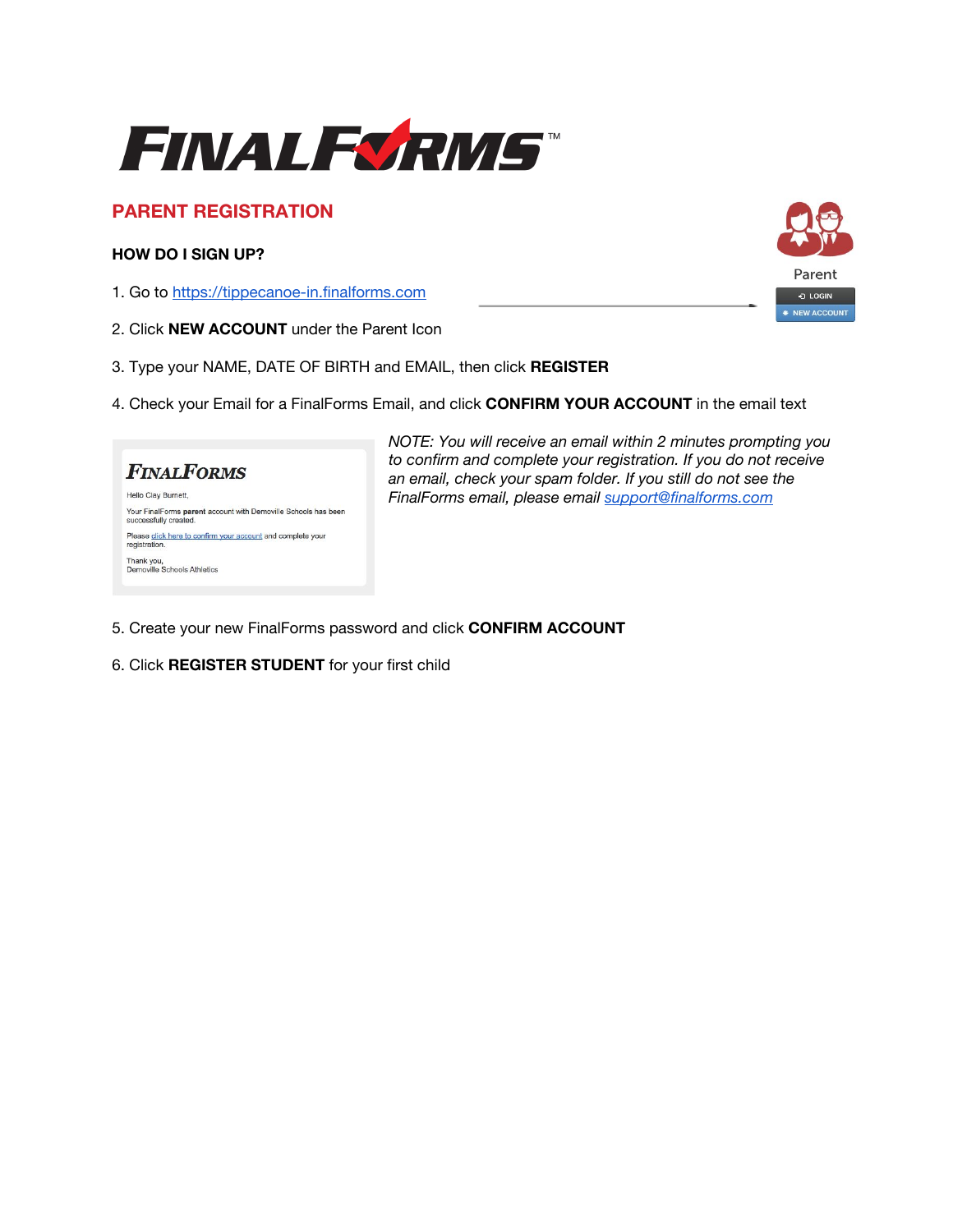# FINALFORMS™

## PARENT REGISTRATION

### HOW DO I SIGN UP?

Parent

LOGIN

NEW ACCOUNT

1. Go to https://tippecanoe-in.finalforms.com
2. Click **NEW ACCOUNT** under the Parent Icon
3. Type your NAME, DATE OF BIRTH and EMAIL, then click **REGISTER**
4. Check your Email for a FinalForms Email, and click **CONFIRM YOUR ACCOUNT** in the email text

FINALFORMS

Hello Clay Burnett,

Your FinalForms **parent** account with Demoville Schools has been successfully created.

Please click here to confirm your account and complete your registration.

Thank you,
Demoville Schools Athletics

*NOTE: You will receive an email within 2 minutes prompting you to confirm and complete your registration. If you do not receive an email, check your spam folder. If you still do not see the FinalForms email, please email support@finalforms.com*

5. Create your new FinalForms password and click **CONFIRM ACCOUNT**
6. Click **REGISTER STUDENT** for your first child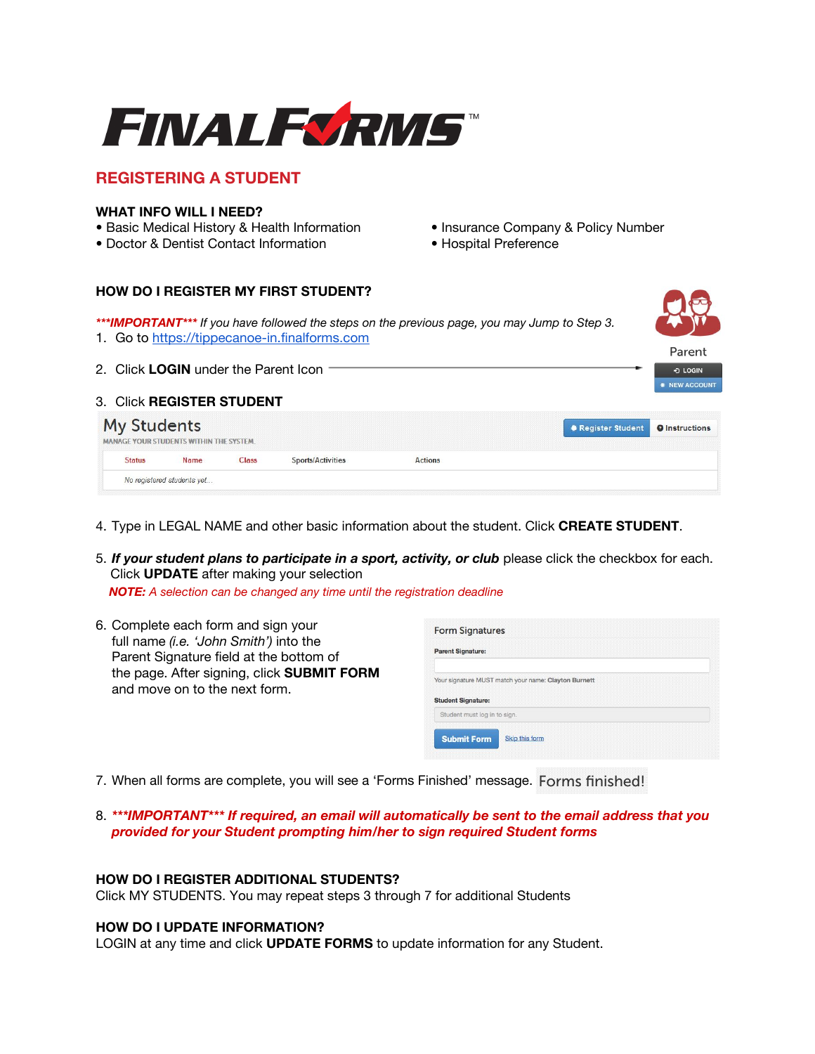# FINALFORMS™

## REGISTERING A STUDENT

### WHAT INFO WILL I NEED?

- Basic Medical History & Health Information
- Doctor & Dentist Contact Information
- Insurance Company & Policy Number
- Hospital Preference

### HOW DO I REGISTER MY FIRST STUDENT?

***IMPORTANT*** *If you have followed the steps on the previous page, you may Jump to Step 3.*

1. Go to https://tippecanoe-in.finalforms.com
2. Click **LOGIN** under the Parent Icon

Parent
LOGIN
NEW ACCOUNT

3. Click **REGISTER STUDENT**

My Students
MANAGE YOUR STUDENTS WITHIN THE SYSTEM
Register Student | Instructions

| Status | Name | Class | Sports/Activities | Actions |
|---|---|---|---|---|
| No registered students yet... | | | | |

4. Type in LEGAL NAME and other basic information about the student. Click **CREATE STUDENT**.
5. ***If your student plans to participate in a sport, activity, or club*** please click the checkbox for each. Click **UPDATE** after making your selection
   ***NOTE:*** *A selection can be changed any time until the registration deadline*
6. Complete each form and sign your full name *(i.e. 'John Smith')* into the Parent Signature field at the bottom of the page. After signing, click **SUBMIT FORM** and move on to the next form.

   Form Signatures
   Parent Signature:
   Your signature MUST match your name: Clayton Burnett
   Student Signature:
   Student must log in to sign.
   Submit Form | Skip this form

7. When all forms are complete, you will see a 'Forms Finished' message. Forms finished!
8. ***\*\*\*IMPORTANT\*\*\* If required, an email will automatically be sent to the email address that you provided for your Student prompting him/her to sign required Student forms***

### HOW DO I REGISTER ADDITIONAL STUDENTS?

Click MY STUDENTS. You may repeat steps 3 through 7 for additional Students

### HOW DO I UPDATE INFORMATION?

LOGIN at any time and click **UPDATE FORMS** to update information for any Student.